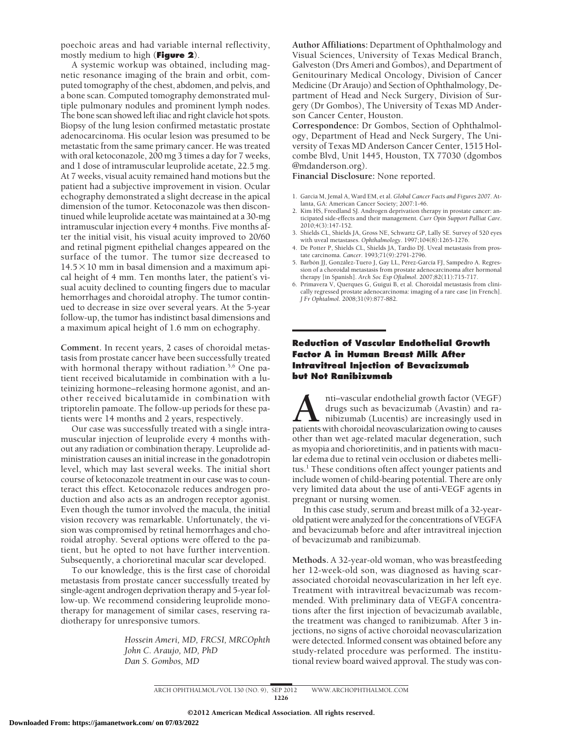poechoic areas and had variable internal reflectivity, mostly medium to high (**Figure 2**).

A systemic workup was obtained, including magnetic resonance imaging of the brain and orbit, computed tomography of the chest, abdomen, and pelvis, and a bone scan. Computed tomography demonstrated multiple pulmonary nodules and prominent lymph nodes. The bone scan showed left iliac and right clavicle hot spots. Biopsy of the lung lesion confirmed metastatic prostate adenocarcinoma. His ocular lesion was presumed to be metastatic from the same primary cancer. He was treated with oral ketoconazole, 200 mg 3 times a day for 7 weeks, and 1 dose of intramuscular leuprolide acetate, 22.5 mg. At 7 weeks, visual acuity remained hand motions but the patient had a subjective improvement in vision. Ocular echography demonstrated a slight decrease in the apical dimension of the tumor. Ketoconazole was then discontinued while leuprolide acetate was maintained at a 30-mg intramuscular injection every 4 months. Five months after the initial visit, his visual acuity improved to 20/60 and retinal pigment epithelial changes appeared on the surface of the tumor. The tumor size decreased to $14.5 \times 10$ mm in basal dimension and a maximum apical height of 4 mm. Ten months later, the patient's visual acuity declined to counting fingers due to macular hemorrhages and choroidal atrophy. The tumor continued to decrease in size over several years. At the 5-year follow-up, the tumor has indistinct basal dimensions and a maximum apical height of 1.6 mm on echography.

**Comment.** In recent years, 2 cases of choroidal metastasis from prostate cancer have been successfully treated with hormonal therapy without radiation.[5,6] One patient received bicalutamide in combination with a luteinizing hormone–releasing hormone agonist, and another received bicalutamide in combination with triptorelin pamoate. The follow-up periods for these patients were 14 months and 2 years, respectively.

Our case was successfully treated with a single intramuscular injection of leuprolide every 4 months without any radiation or combination therapy. Leuprolide administration causes an initial increase in the gonadotropin level, which may last several weeks. The initial short course of ketoconazole treatment in our case was to counteract this effect. Ketoconazole reduces androgen production and also acts as an androgen receptor agonist. Even though the tumor involved the macula, the initial vision recovery was remarkable. Unfortunately, the vision was compromised by retinal hemorrhages and choroidal atrophy. Several options were offered to the patient, but he opted to not have further intervention. Subsequently, a chorioretinal macular scar developed.

To our knowledge, this is the first case of choroidal metastasis from prostate cancer successfully treated by single-agent androgen deprivation therapy and 5-year follow-up. We recommend considering leuprolide monotherapy for management of similar cases, reserving radiotherapy for unresponsive tumors.

*Hossein Ameri, MD, FRCSI, MRCOphth*
*John C. Araujo, MD, PhD*
*Dan S. Gombos, MD*

**Author Affiliations:** Department of Ophthalmology and Visual Sciences, University of Texas Medical Branch, Galveston (Drs Ameri and Gombos), and Department of Genitourinary Medical Oncology, Division of Cancer Medicine (Dr Araujo) and Section of Ophthalmology, Department of Head and Neck Surgery, Division of Surgery (Dr Gombos), The University of Texas MD Anderson Cancer Center, Houston.

**Correspondence:** Dr Gombos, Section of Ophthalmology, Department of Head and Neck Surgery, The University of Texas MD Anderson Cancer Center, 1515 Holcombe Blvd, Unit 1445, Houston, TX 77030 (dgombos@mdanderson.org).

**Financial Disclosure:** None reported.

1. Garcia M, Jemal A, Ward EM, et al. *Global Cancer Facts and Figures 2007*. Atlanta, GA: American Cancer Society; 2007:1-46.
2. Kim HS, Freedland SJ. Androgen deprivation therapy in prostate cancer: anticipated side-effects and their management. *Curr Opin Support Palliat Care*. 2010;4(3):147-152.
3. Shields CL, Shields JA, Gross NE, Schwartz GP, Lally SE. Survey of 520 eyes with uveal metastases. *Ophthalmology*. 1997;104(8):1265-1276.
4. De Potter P, Shields CL, Shields JA, Tardio DJ. Uveal metastasis from prostate carcinoma. *Cancer*. 1993;71(9):2791-2796.
5. Barbón JJ, González-Tuero J, Gay LL, Pérez-García FJ, Sampedro A. Regression of a choroidal metastasis from prostate adenocarcinoma after hormonal therapy [in Spanish]. *Arch Soc Esp Oftalmol*. 2007;82(11):715-717.
6. Primavera V, Querques G, Guigui B, et al. Choroidal metastasis from clinically regressed prostate adenocarcinoma: imaging of a rare case [in French]. *J Fr Ophtalmol*. 2008;31(9):877-882.

## Reduction of Vascular Endothelial Growth Factor A in Human Breast Milk After Intravitreal Injection of Bevacizumab but Not Ranibizumab

Anti–vascular endothelial growth factor (VEGF) drugs such as bevacizumab (Avastin) and ranibizumab (Lucentis) are increasingly used in patients with choroidal neovascularization owing to causes other than wet age-related macular degeneration, such as myopia and chorioretinitis, and in patients with macular edema due to retinal vein occlusion or diabetes mellitus.[1] These conditions often affect younger patients and include women of child-bearing potential. There are only very limited data about the use of anti-VEGF agents in pregnant or nursing women.

In this case study, serum and breast milk of a 32-year-old patient were analyzed for the concentrations of VEGFA and bevacizumab before and after intravitreal injection of bevacizumab and ranibizumab.

**Methods.** A 32-year-old woman, who was breastfeeding her 12-week-old son, was diagnosed as having scar-associated choroidal neovascularization in her left eye. Treatment with intravitreal bevacizumab was recommended. With preliminary data of VEGFA concentrations after the first injection of bevacizumab available, the treatment was changed to ranibizumab. After 3 injections, no signs of active choroidal neovascularization were detected. Informed consent was obtained before any study-related procedure was performed. The institutional review board waived approval. The study was con-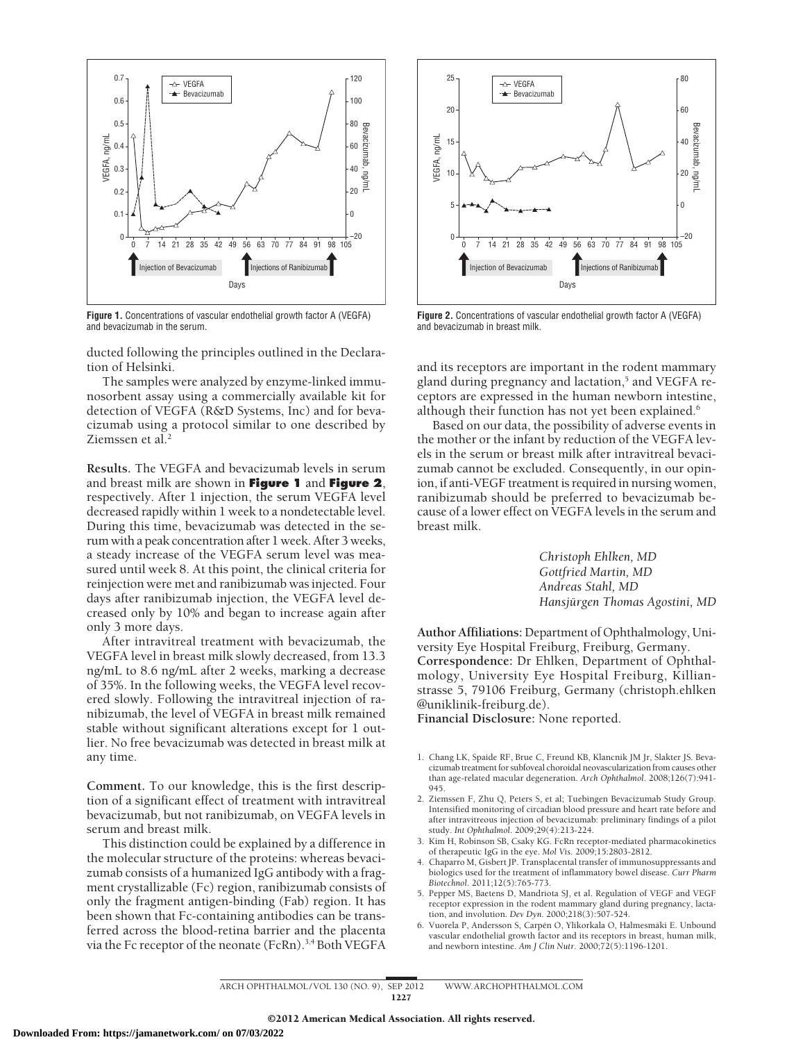0.7
0.6
0.5
0.4
0.3
0.2
0.1
0
VEGFA, ng/mL
VEGFA
Bevacizumab
120
100
80
60
40
20
0
−20
Bevacizumab, ng/mL
0 7 14 21 28 35 42 49 56 63 70 77 84 91 98 105
Injection of Bevacizumab
Injections of Ranibizumab
Days

**Figure 1.** Concentrations of vascular endothelial growth factor A (VEGFA) and bevacizumab in the serum.

25
20
15
10
5
0
VEGFA, ng/mL
VEGFA
Bevacizumab
80
60
40
20
0
−20
Bevacizumab, ng/mL
0 7 14 21 28 35 42 49 56 63 70 77 84 91 98 105
Injection of Bevacizumab
Injections of Ranibizumab
Days

**Figure 2.** Concentrations of vascular endothelial growth factor A (VEGFA) and bevacizumab in breast milk.

ducted following the principles outlined in the Declaration of Helsinki.

The samples were analyzed by enzyme-linked immunosorbent assay using a commercially available kit for detection of VEGFA (R&D Systems, Inc) and for bevacizumab using a protocol similar to one described by Ziemssen et al.[2]

**Results.** The VEGFA and bevacizumab levels in serum and breast milk are shown in **Figure 1** and **Figure 2**, respectively. After 1 injection, the serum VEGFA level decreased rapidly within 1 week to a nondetectable level. During this time, bevacizumab was detected in the serum with a peak concentration after 1 week. After 3 weeks, a steady increase of the VEGFA serum level was measured until week 8. At this point, the clinical criteria for reinjection were met and ranibizumab was injected. Four days after ranibizumab injection, the VEGFA level decreased only by 10% and began to increase again after only 3 more days.

After intravitreal treatment with bevacizumab, the VEGFA level in breast milk slowly decreased, from 13.3 ng/mL to 8.6 ng/mL after 2 weeks, marking a decrease of 35%. In the following weeks, the VEGFA level recovered slowly. Following the intravitreal injection of ranibizumab, the level of VEGFA in breast milk remained stable without significant alterations except for 1 outlier. No free bevacizumab was detected in breast milk at any time.

**Comment.** To our knowledge, this is the first description of a significant effect of treatment with intravitreal bevacizumab, but not ranibizumab, on VEGFA levels in serum and breast milk.

This distinction could be explained by a difference in the molecular structure of the proteins: whereas bevacizumab consists of a humanized IgG antibody with a fragment crystallizable (Fc) region, ranibizumab consists of only the fragment antigen-binding (Fab) region. It has been shown that Fc-containing antibodies can be transferred across the blood-retina barrier and the placenta via the Fc receptor of the neonate (FcRn).[3,4] Both VEGFA and its receptors are important in the rodent mammary gland during pregnancy and lactation,[5] and VEGFA receptors are expressed in the human newborn intestine, although their function has not yet been explained.[6]

Based on our data, the possibility of adverse events in the mother or the infant by reduction of the VEGFA levels in the serum or breast milk after intravitreal bevacizumab cannot be excluded. Consequently, in our opinion, if anti-VEGF treatment is required in nursing women, ranibizumab should be preferred to bevacizumab because of a lower effect on VEGFA levels in the serum and breast milk.

*Christoph Ehlken, MD*
*Gottfried Martin, MD*
*Andreas Stahl, MD*
*Hansjürgen Thomas Agostini, MD*

**Author Affiliations:** Department of Ophthalmology, University Eye Hospital Freiburg, Freiburg, Germany.
**Correspondence:** Dr Ehlken, Department of Ophthalmology, University Eye Hospital Freiburg, Killianstrasse 5, 79106 Freiburg, Germany (christoph.ehlken@uniklinik-freiburg.de).
**Financial Disclosure:** None reported.

1. Chang LK, Spaide RF, Brue C, Freund KB, Klancnik JM Jr, Slakter JS. Bevacizumab treatment for subfoveal choroidal neovascularization from causes other than age-related macular degeneration. *Arch Ophthalmol*. 2008;126(7):941-945.
2. Ziemssen F, Zhu Q, Peters S, et al; Tuebingen Bevacizumab Study Group. Intensified monitoring of circadian blood pressure and heart rate before and after intravitreous injection of bevacizumab: preliminary findings of a pilot study. *Int Ophthalmol*. 2009;29(4):213-224.
3. Kim H, Robinson SB, Csaky KG. FcRn receptor-mediated pharmacokinetics of therapeutic IgG in the eye. *Mol Vis*. 2009;15:2803-2812.
4. Chaparro M, Gisbert JP. Transplacental transfer of immunosuppressants and biologics used for the treatment of inflammatory bowel disease. *Curr Pharm Biotechnol*. 2011;12(5):765-773.
5. Pepper MS, Baetens D, Mandriota SJ, et al. Regulation of VEGF and VEGF receptor expression in the rodent mammary gland during pregnancy, lactation, and involution. *Dev Dyn*. 2000;218(3):507-524.
6. Vuorela P, Andersson S, Carpén O, Ylikorkala O, Halmesmäki E. Unbound vascular endothelial growth factor and its receptors in breast, human milk, and newborn intestine. *Am J Clin Nutr*. 2000;72(5):1196-1201.